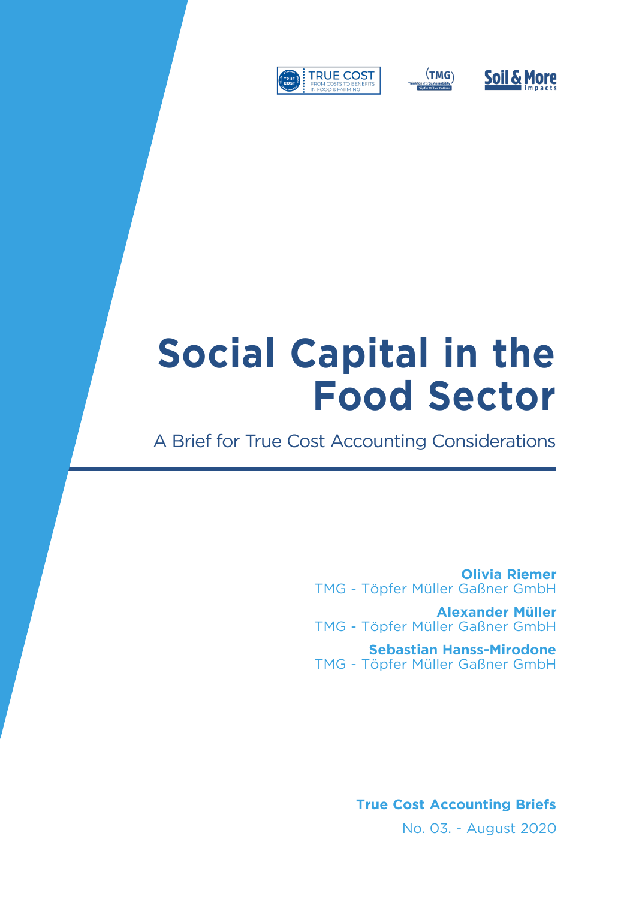# Social Capital in the Food Sector

A Brief for True Cost Accounting Considerations

**Olivia Riemer**
TMG - Töpfer Müller Gaßner GmbH

**Alexander Müller**
TMG - Töpfer Müller Gaßner GmbH

**Sebastian Hanss-Mirodone**
TMG - Töpfer Müller Gaßner GmbH

**True Cost Accounting Briefs**
No. 03. - August 2020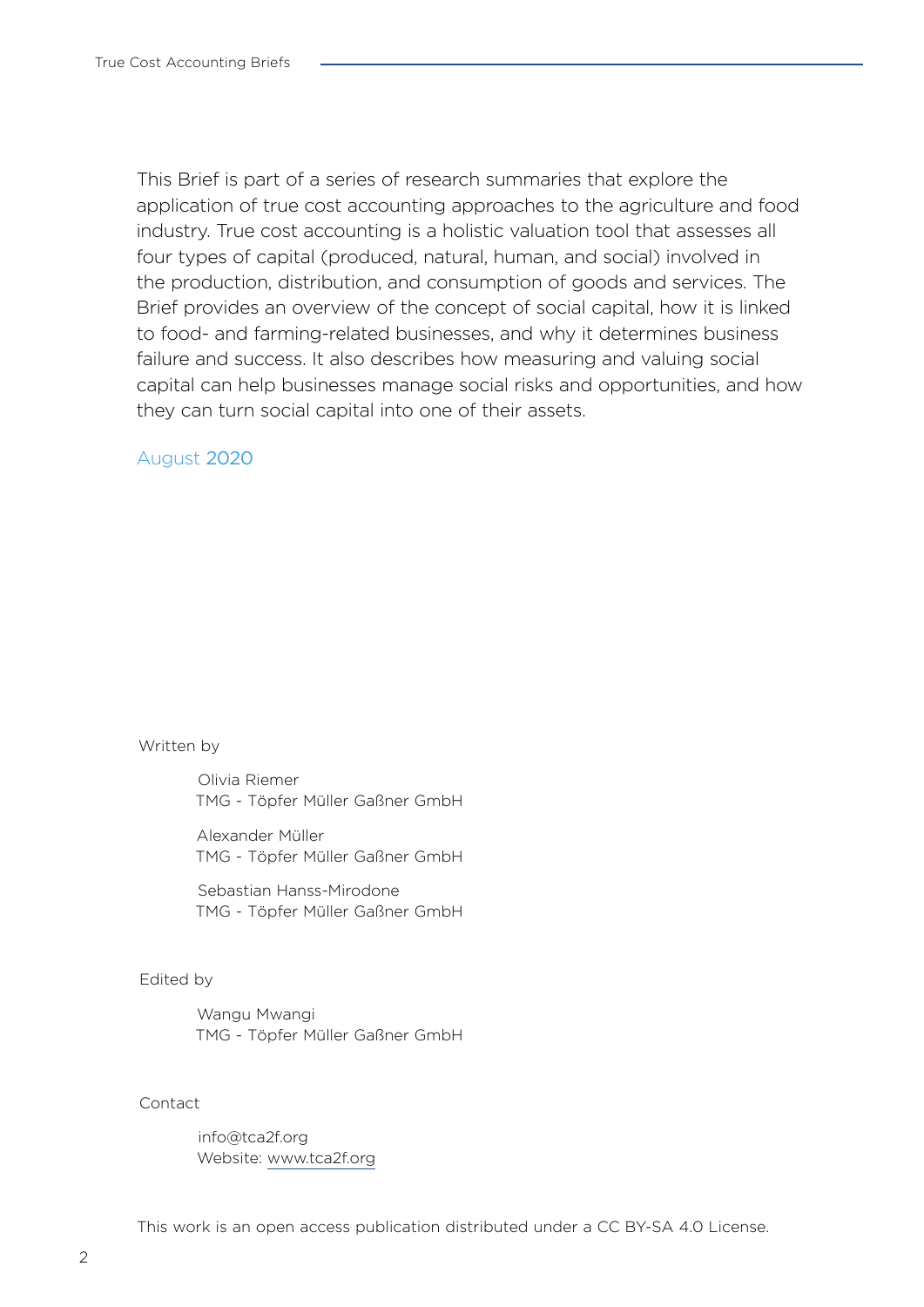This Brief is part of a series of research summaries that explore the application of true cost accounting approaches to the agriculture and food industry. True cost accounting is a holistic valuation tool that assesses all four types of capital (produced, natural, human, and social) involved in the production, distribution, and consumption of goods and services. The Brief provides an overview of the concept of social capital, how it is linked to food- and farming-related businesses, and why it determines business failure and success. It also describes how measuring and valuing social capital can help businesses manage social risks and opportunities, and how they can turn social capital into one of their assets.

August 2020

Written by

Olivia Riemer
TMG - Töpfer Müller Gaßner GmbH

Alexander Müller
TMG - Töpfer Müller Gaßner GmbH

Sebastian Hanss-Mirodone
TMG - Töpfer Müller Gaßner GmbH

Edited by

Wangu Mwangi
TMG - Töpfer Müller Gaßner GmbH

Contact

info@tca2f.org
Website: www.tca2f.org

This work is an open access publication distributed under a CC BY-SA 4.0 License.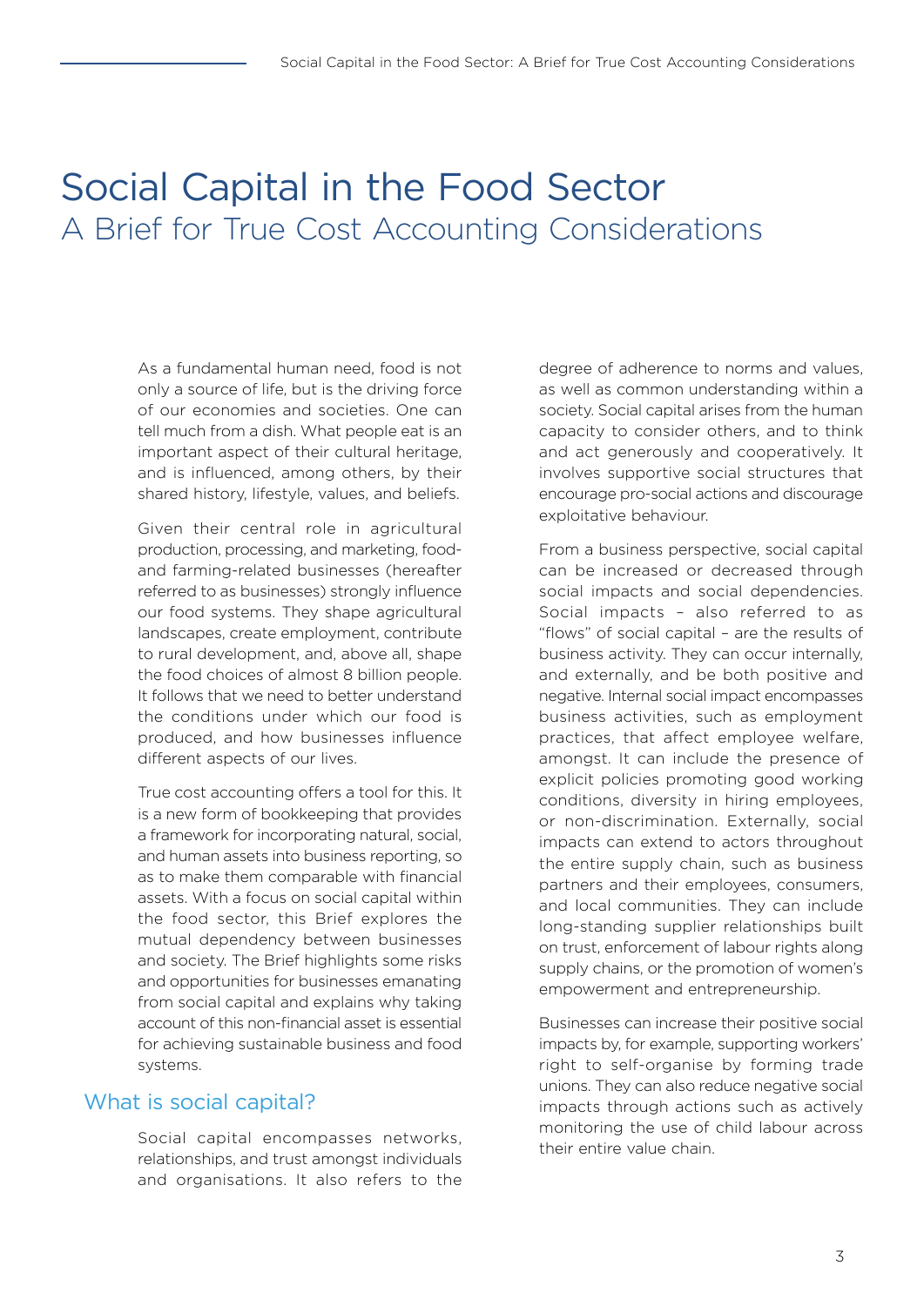# Social Capital in the Food Sector

## A Brief for True Cost Accounting Considerations

As a fundamental human need, food is not only a source of life, but is the driving force of our economies and societies. One can tell much from a dish. What people eat is an important aspect of their cultural heritage, and is influenced, among others, by their shared history, lifestyle, values, and beliefs.

Given their central role in agricultural production, processing, and marketing, food- and farming-related businesses (hereafter referred to as businesses) strongly influence our food systems. They shape agricultural landscapes, create employment, contribute to rural development, and, above all, shape the food choices of almost 8 billion people. It follows that we need to better understand the conditions under which our food is produced, and how businesses influence different aspects of our lives.

True cost accounting offers a tool for this. It is a new form of bookkeeping that provides a framework for incorporating natural, social, and human assets into business reporting, so as to make them comparable with financial assets. With a focus on social capital within the food sector, this Brief explores the mutual dependency between businesses and society. The Brief highlights some risks and opportunities for businesses emanating from social capital and explains why taking account of this non-financial asset is essential for achieving sustainable business and food systems.

## What is social capital?

Social capital encompasses networks, relationships, and trust amongst individuals and organisations. It also refers to the degree of adherence to norms and values, as well as common understanding within a society. Social capital arises from the human capacity to consider others, and to think and act generously and cooperatively. It involves supportive social structures that encourage pro-social actions and discourage exploitative behaviour.

From a business perspective, social capital can be increased or decreased through social impacts and social dependencies. Social impacts – also referred to as "flows" of social capital – are the results of business activity. They can occur internally, and externally, and be both positive and negative. Internal social impact encompasses business activities, such as employment practices, that affect employee welfare, amongst. It can include the presence of explicit policies promoting good working conditions, diversity in hiring employees, or non-discrimination. Externally, social impacts can extend to actors throughout the entire supply chain, such as business partners and their employees, consumers, and local communities. They can include long-standing supplier relationships built on trust, enforcement of labour rights along supply chains, or the promotion of women's empowerment and entrepreneurship.

Businesses can increase their positive social impacts by, for example, supporting workers' right to self-organise by forming trade unions. They can also reduce negative social impacts through actions such as actively monitoring the use of child labour across their entire value chain.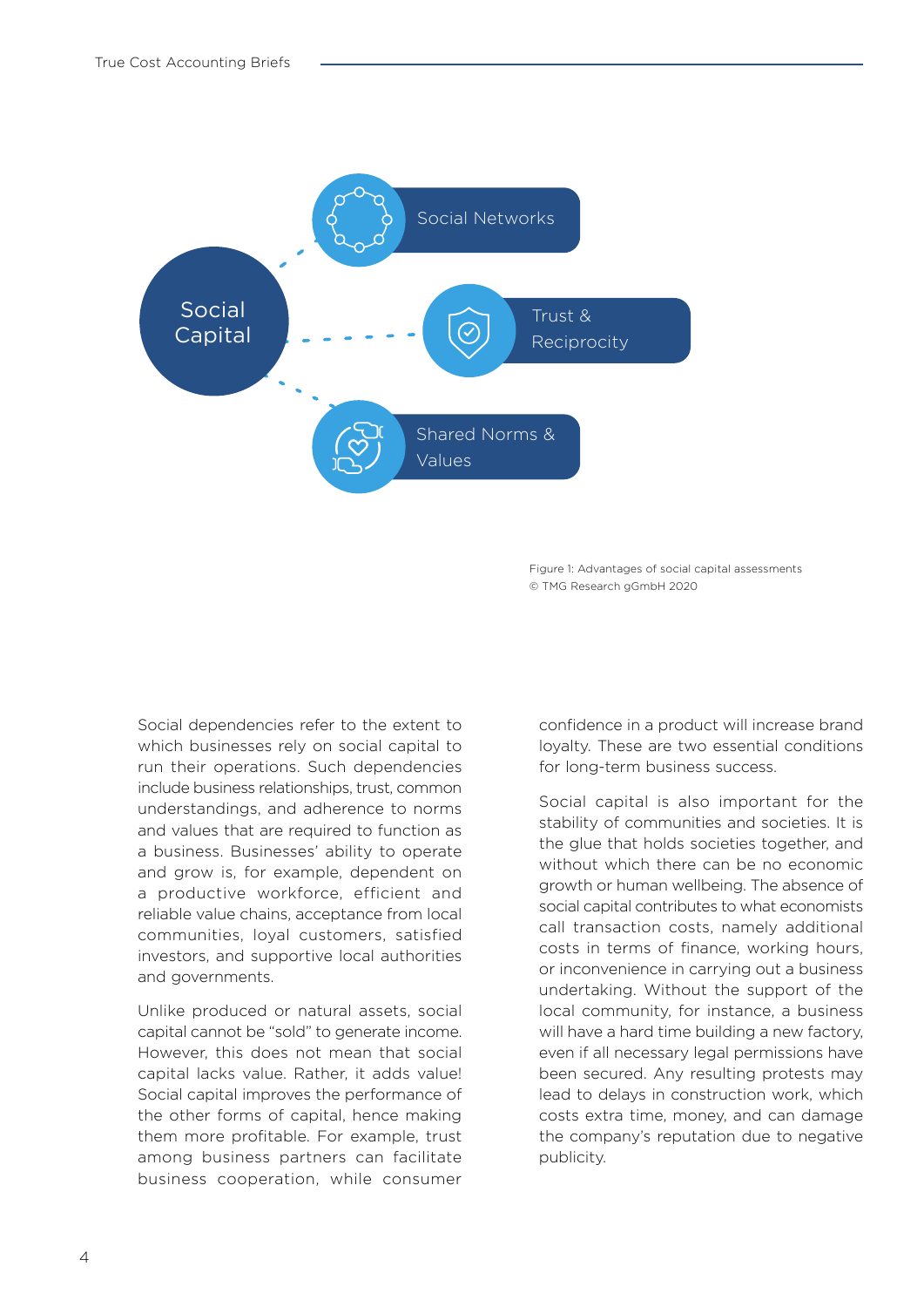Social Capital

Social Networks

Trust & Reciprocity

Shared Norms & Values

Figure 1: Advantages of social capital assessments
© TMG Research gGmbH 2020

Social dependencies refer to the extent to which businesses rely on social capital to run their operations. Such dependencies include business relationships, trust, common understandings, and adherence to norms and values that are required to function as a business. Businesses' ability to operate and grow is, for example, dependent on a productive workforce, efficient and reliable value chains, acceptance from local communities, loyal customers, satisfied investors, and supportive local authorities and governments.

Unlike produced or natural assets, social capital cannot be "sold" to generate income. However, this does not mean that social capital lacks value. Rather, it adds value! Social capital improves the performance of the other forms of capital, hence making them more profitable. For example, trust among business partners can facilitate business cooperation, while consumer confidence in a product will increase brand loyalty. These are two essential conditions for long-term business success.

Social capital is also important for the stability of communities and societies. It is the glue that holds societies together, and without which there can be no economic growth or human wellbeing. The absence of social capital contributes to what economists call transaction costs, namely additional costs in terms of finance, working hours, or inconvenience in carrying out a business undertaking. Without the support of the local community, for instance, a business will have a hard time building a new factory, even if all necessary legal permissions have been secured. Any resulting protests may lead to delays in construction work, which costs extra time, money, and can damage the company's reputation due to negative publicity.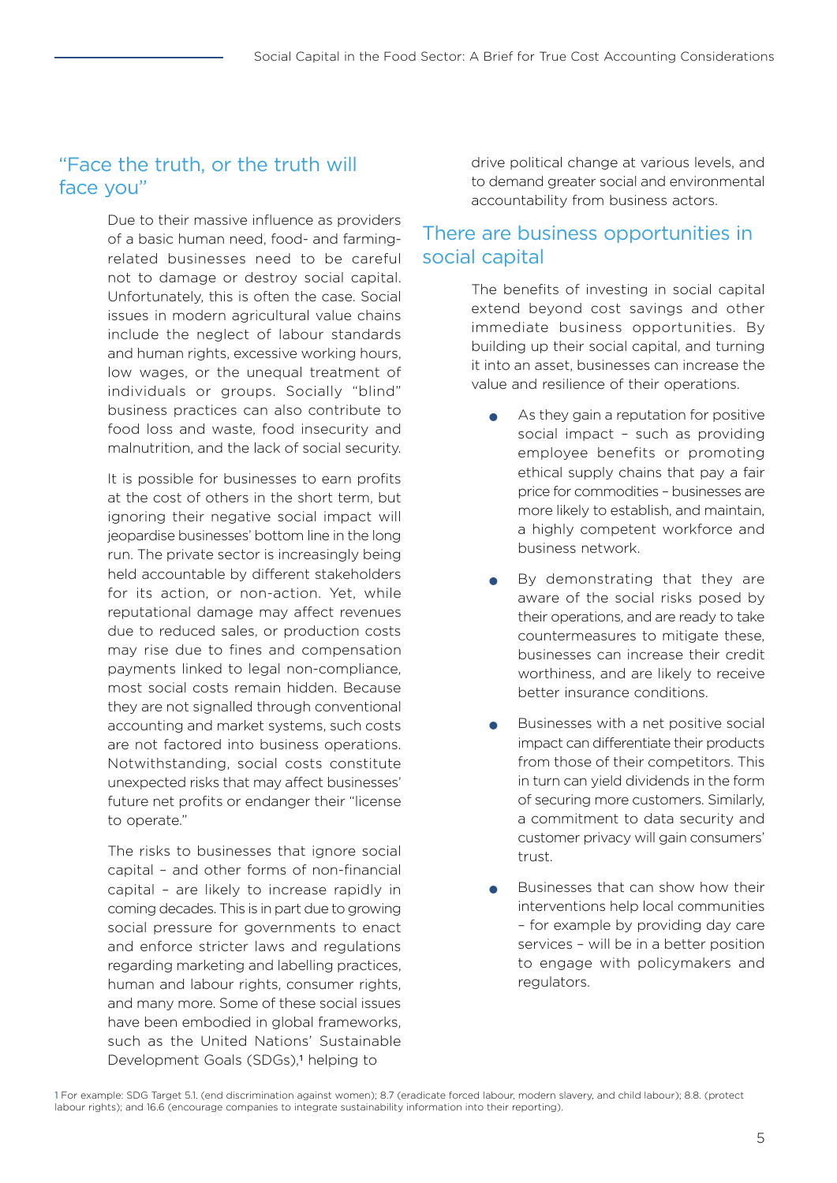## "Face the truth, or the truth will face you"

Due to their massive influence as providers of a basic human need, food- and farming-related businesses need to be careful not to damage or destroy social capital. Unfortunately, this is often the case. Social issues in modern agricultural value chains include the neglect of labour standards and human rights, excessive working hours, low wages, or the unequal treatment of individuals or groups. Socially "blind" business practices can also contribute to food loss and waste, food insecurity and malnutrition, and the lack of social security.

It is possible for businesses to earn profits at the cost of others in the short term, but ignoring their negative social impact will jeopardize businesses' bottom line in the long run. The private sector is increasingly being held accountable by different stakeholders for its action, or non-action. Yet, while reputational damage may affect revenues due to reduced sales, or production costs may rise due to fines and compensation payments linked to legal non-compliance, most social costs remain hidden. Because they are not signalled through conventional accounting and market systems, such costs are not factored into business operations. Notwithstanding, social costs constitute unexpected risks that may affect businesses' future net profits or endanger their "license to operate."

The risks to businesses that ignore social capital – and other forms of non-financial capital – are likely to increase rapidly in coming decades. This is in part due to growing social pressure for governments to enact and enforce stricter laws and regulations regarding marketing and labelling practices, human and labour rights, consumer rights, and many more. Some of these social issues have been embodied in global frameworks, such as the United Nations' Sustainable Development Goals (SDGs),[1] helping to drive political change at various levels, and to demand greater social and environmental accountability from business actors.

## There are business opportunities in social capital

The benefits of investing in social capital extend beyond cost savings and other immediate business opportunities. By building up their social capital, and turning it into an asset, businesses can increase the value and resilience of their operations.

- As they gain a reputation for positive social impact – such as providing employee benefits or promoting ethical supply chains that pay a fair price for commodities – businesses are more likely to establish, and maintain, a highly competent workforce and business network.
- By demonstrating that they are aware of the social risks posed by their operations, and are ready to take countermeasures to mitigate these, businesses can increase their credit worthiness, and are likely to receive better insurance conditions.
- Businesses with a net positive social impact can differentiate their products from those of their competitors. This in turn can yield dividends in the form of securing more customers. Similarly, a commitment to data security and customer privacy will gain consumers' trust.
- Businesses that can show how their interventions help local communities – for example by providing day care services – will be in a better position to engage with policymakers and regulators.

1 For example: SDG Target 5.1. (end discrimination against women); 8.7 (eradicate forced labour, modern slavery, and child labour); 8.8. (protect labour rights); and 16.6 (encourage companies to integrate sustainability information into their reporting).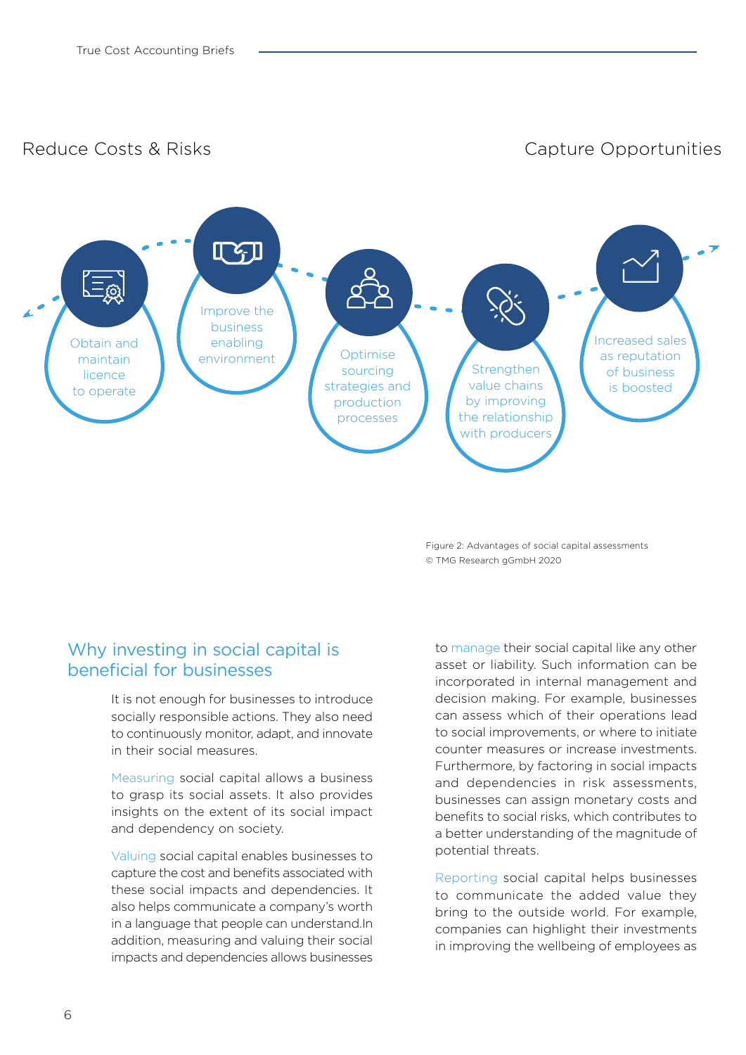Reduce Costs & Risks

Capture Opportunities

- Obtain and maintain licence to operate
- Improve the business enabling environment
- Optimise sourcing strategies and production processes
- Strengthen value chains by improving the relationship with producers
- Increased sales as reputation of business is boosted

Figure 2: Advantages of social capital assessments
© TMG Research gGmbH 2020

## Why investing in social capital is beneficial for businesses

It is not enough for businesses to introduce socially responsible actions. They also need to continuously monitor, adapt, and innovate in their social measures.

Measuring social capital allows a business to grasp its social assets. It also provides insights on the extent of its social impact and dependency on society.

Valuing social capital enables businesses to capture the cost and benefits associated with these social impacts and dependencies. It also helps communicate a company's worth in a language that people can understand.In addition, measuring and valuing their social impacts and dependencies allows businesses to manage their social capital like any other asset or liability. Such information can be incorporated in internal management and decision making. For example, businesses can assess which of their operations lead to social improvements, or where to initiate counter measures or increase investments. Furthermore, by factoring in social impacts and dependencies in risk assessments, businesses can assign monetary costs and benefits to social risks, which contributes to a better understanding of the magnitude of potential threats.

Reporting social capital helps businesses to communicate the added value they bring to the outside world. For example, companies can highlight their investments in improving the wellbeing of employees as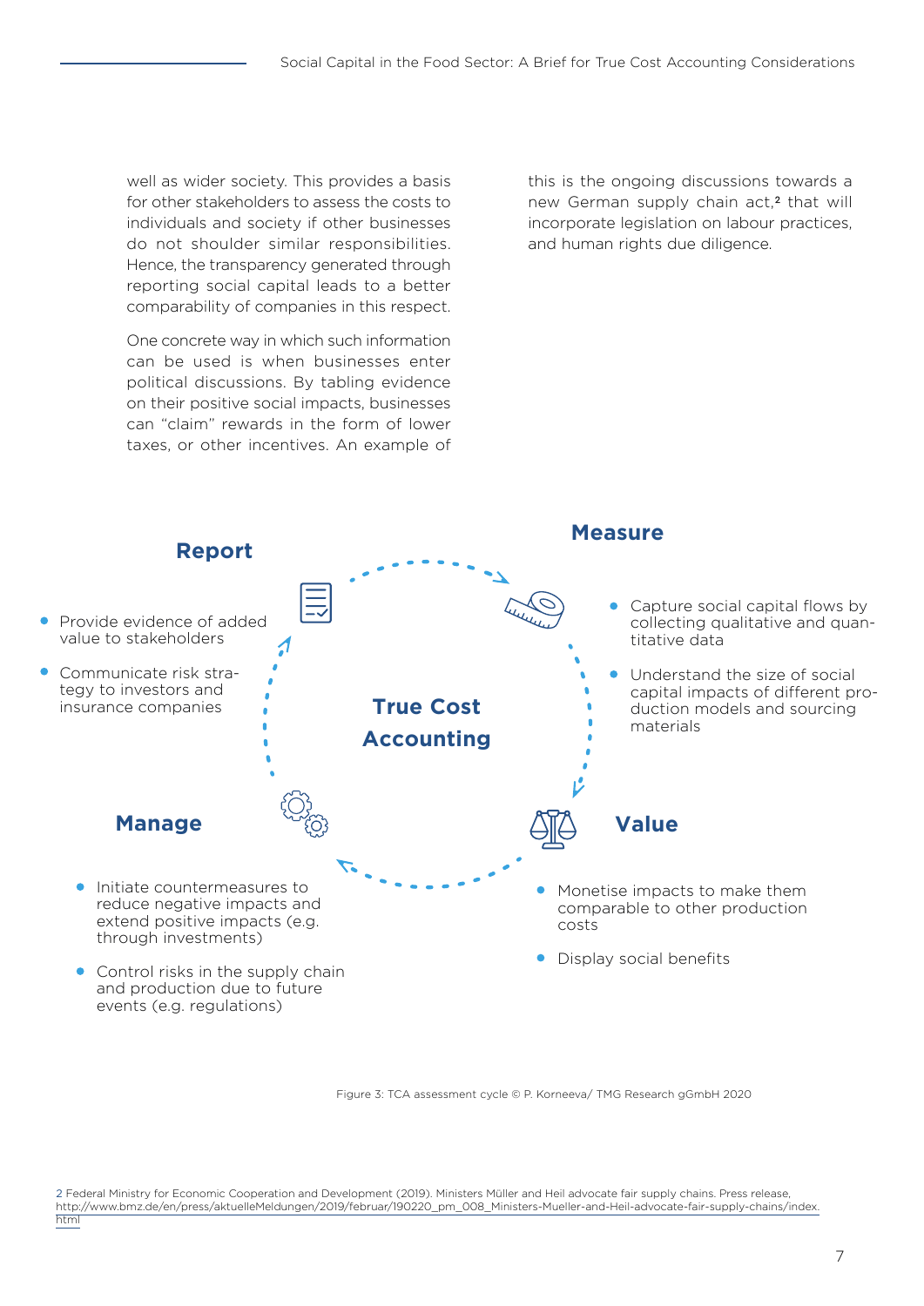well as wider society. This provides a basis for other stakeholders to assess the costs to individuals and society if other businesses do not shoulder similar responsibilities. Hence, the transparency generated through reporting social capital leads to a better comparability of companies in this respect.

One concrete way in which such information can be used is when businesses enter political discussions. By tabling evidence on their positive social impacts, businesses can "claim" rewards in the form of lower taxes, or other incentives. An example of this is the ongoing discussions towards a new German supply chain act,[2] that will incorporate legislation on labour practices, and human rights due diligence.

**True Cost Accounting**

**Measure**

- Capture social capital flows by collecting qualitative and quantitative data
- Understand the size of social capital impacts of different production models and sourcing materials

**Value**

- Monetise impacts to make them comparable to other production costs
- Display social benefits

**Manage**

- Initiate countermeasures to reduce negative impacts and extend positive impacts (e.g. through investments)
- Control risks in the supply chain and production due to future events (e.g. regulations)

**Report**

- Provide evidence of added value to stakeholders
- Communicate risk strategy to investors and insurance companies

Figure 3: TCA assessment cycle © P. Korneeva/ TMG Research gGmbH 2020

2 Federal Ministry for Economic Cooperation and Development (2019). Ministers Müller and Heil advocate fair supply chains. Press release, http://www.bmz.de/en/press/aktuelleMeldungen/2019/februar/190220_pm_008_Ministers-Mueller-and-Heil-advocate-fair-supply-chains/index.html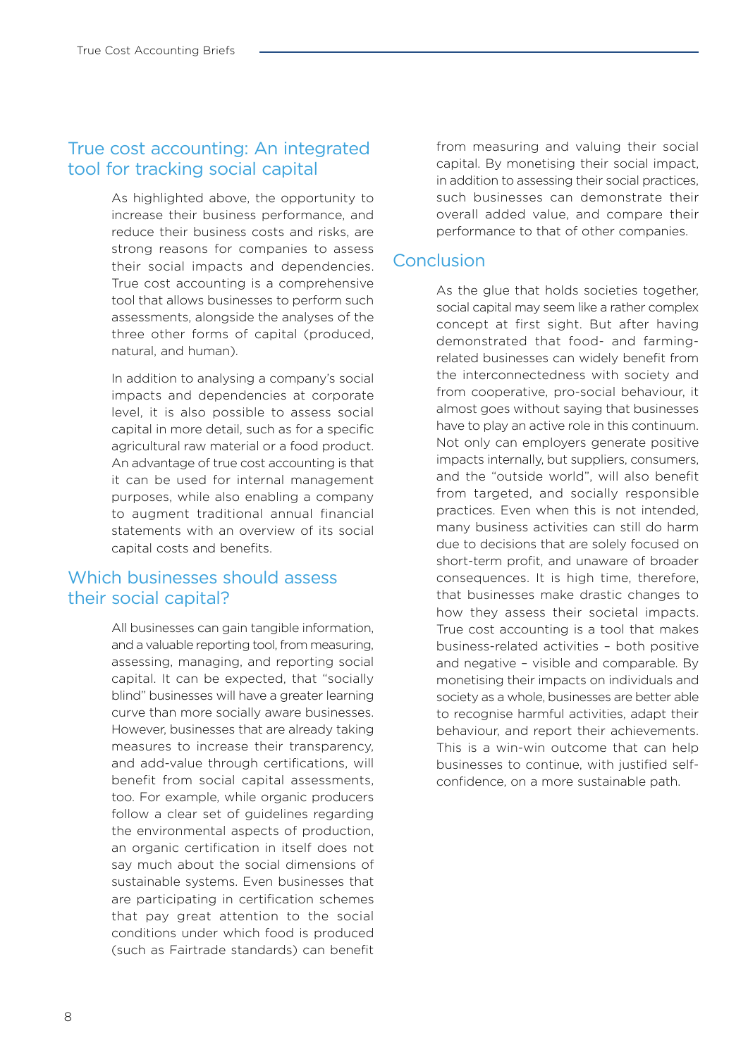## True cost accounting: An integrated tool for tracking social capital

As highlighted above, the opportunity to increase their business performance, and reduce their business costs and risks, are strong reasons for companies to assess their social impacts and dependencies. True cost accounting is a comprehensive tool that allows businesses to perform such assessments, alongside the analyses of the three other forms of capital (produced, natural, and human).

In addition to analysing a company's social impacts and dependencies at corporate level, it is also possible to assess social capital in more detail, such as for a specific agricultural raw material or a food product. An advantage of true cost accounting is that it can be used for internal management purposes, while also enabling a company to augment traditional annual financial statements with an overview of its social capital costs and benefits.

## Which businesses should assess their social capital?

All businesses can gain tangible information, and a valuable reporting tool, from measuring, assessing, managing, and reporting social capital. It can be expected, that "socially blind" businesses will have a greater learning curve than more socially aware businesses. However, businesses that are already taking measures to increase their transparency, and add-value through certifications, will benefit from social capital assessments, too. For example, while organic producers follow a clear set of guidelines regarding the environmental aspects of production, an organic certification in itself does not say much about the social dimensions of sustainable systems. Even businesses that are participating in certification schemes that pay great attention to the social conditions under which food is produced (such as Fairtrade standards) can benefit from measuring and valuing their social capital. By monetising their social impact, in addition to assessing their social practices, such businesses can demonstrate their overall added value, and compare their performance to that of other companies.

## Conclusion

As the glue that holds societies together, social capital may seem like a rather complex concept at first sight. But after having demonstrated that food- and farming-related businesses can widely benefit from the interconnectedness with society and from cooperative, pro-social behaviour, it almost goes without saying that businesses have to play an active role in this continuum. Not only can employers generate positive impacts internally, but suppliers, consumers, and the "outside world", will also benefit from targeted, and socially responsible practices. Even when this is not intended, many business activities can still do harm due to decisions that are solely focused on short-term profit, and unaware of broader consequences. It is high time, therefore, that businesses make drastic changes to how they assess their societal impacts. True cost accounting is a tool that makes business-related activities – both positive and negative – visible and comparable. By monetising their impacts on individuals and society as a whole, businesses are better able to recognise harmful activities, adapt their behaviour, and report their achievements. This is a win-win outcome that can help businesses to continue, with justified self-confidence, on a more sustainable path.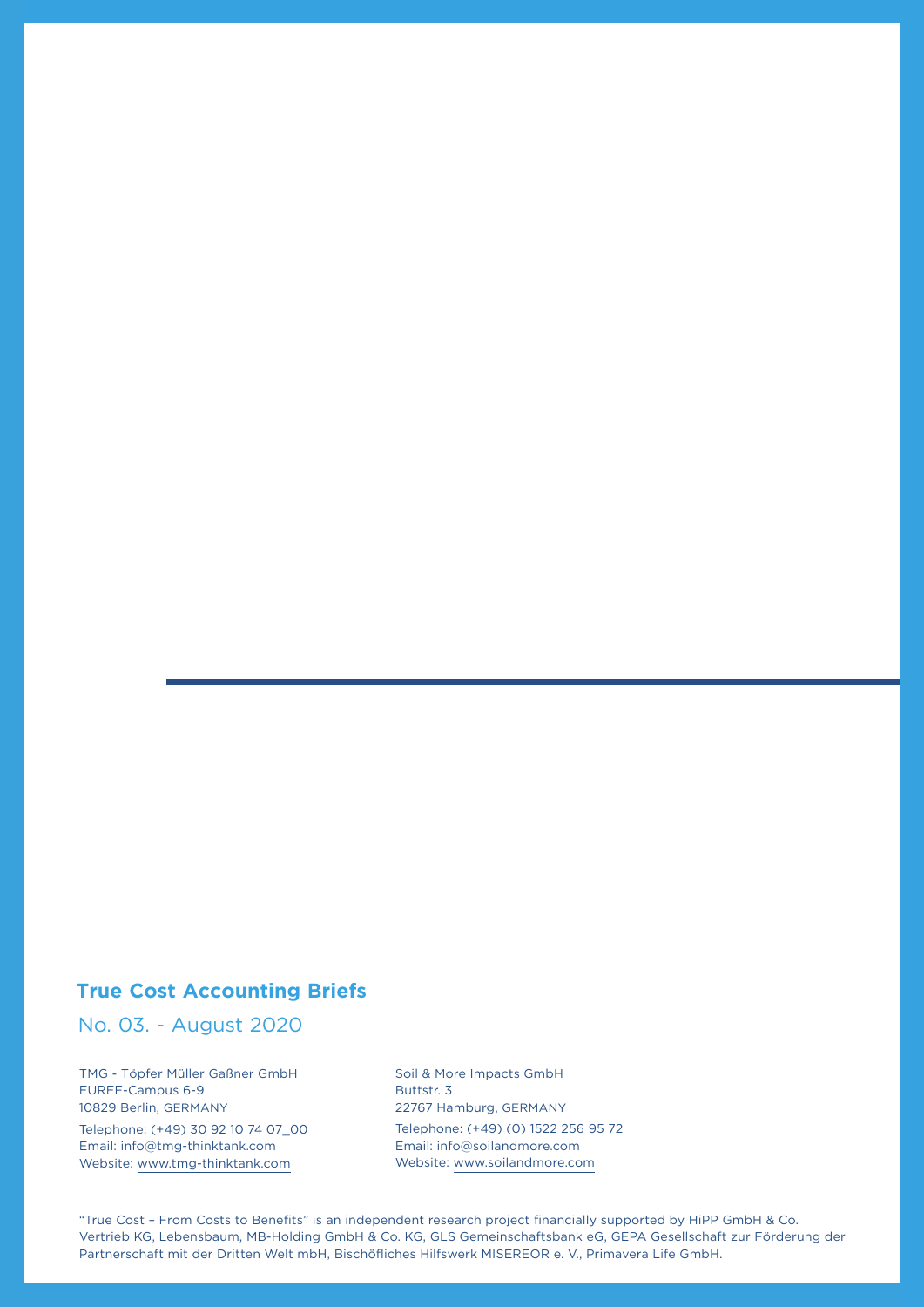**True Cost Accounting Briefs**

No. 03. - August 2020

TMG - Töpfer Müller Gaßner GmbH
EUREF-Campus 6-9
10829 Berlin, GERMANY
Telephone: (+49) 30 92 10 74 07_00
Email: info@tmg-thinktank.com
Website: www.tmg-thinktank.com

Soil & More Impacts GmbH
Buttstr. 3
22767 Hamburg, GERMANY
Telephone: (+49) (0) 1522 256 95 72
Email: info@soilandmore.com
Website: www.soilandmore.com

"True Cost – From Costs to Benefits" is an independent research project financially supported by HiPP GmbH & Co. Vertrieb KG, Lebensbaum, MB-Holding GmbH & Co. KG, GLS Gemeinschaftsbank eG, GEPA Gesellschaft zur Förderung der Partnerschaft mit der Dritten Welt mbH, Bischöfliches Hilfswerk MISEREOR e. V., Primavera Life GmbH.